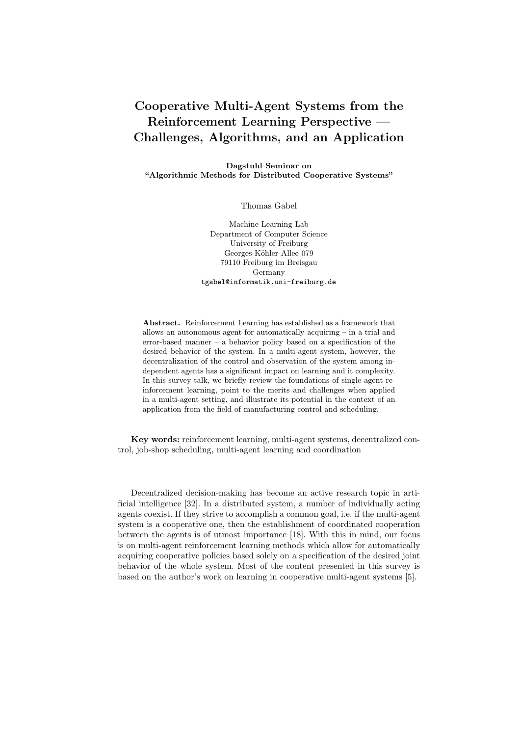# Cooperative Multi-Agent Systems from the Reinforcement Learning Perspective — Challenges, Algorithms, and an Application

**Dagstuhl Seminar on**
**"Algorithmic Methods for Distributed Cooperative Systems"**

Thomas Gabel

Machine Learning Lab
Department of Computer Science
University of Freiburg
Georges-Köhler-Allee 079
79110 Freiburg im Breisgau
Germany
tgabel@informatik.uni-freiburg.de

**Abstract.** Reinforcement Learning has established as a framework that allows an autonomous agent for automatically acquiring – in a trial and error-based manner – a behavior policy based on a specification of the desired behavior of the system. In a multi-agent system, however, the decentralization of the control and observation of the system among independent agents has a significant impact on learning and it complexity. In this survey talk, we briefly review the foundations of single-agent reinforcement learning, point to the merits and challenges when applied in a multi-agent setting, and illustrate its potential in the context of an application from the field of manufacturing control and scheduling.

**Key words:** reinforcement learning, multi-agent systems, decentralized control, job-shop scheduling, multi-agent learning and coordination

Decentralized decision-making has become an active research topic in artificial intelligence [32]. In a distributed system, a number of individually acting agents coexist. If they strive to accomplish a common goal, i.e. if the multi-agent system is a cooperative one, then the establishment of coordinated cooperation between the agents is of utmost importance [18]. With this in mind, our focus is on multi-agent reinforcement learning methods which allow for automatically acquiring cooperative policies based solely on a specification of the desired joint behavior of the whole system. Most of the content presented in this survey is based on the author's work on learning in cooperative multi-agent systems [5].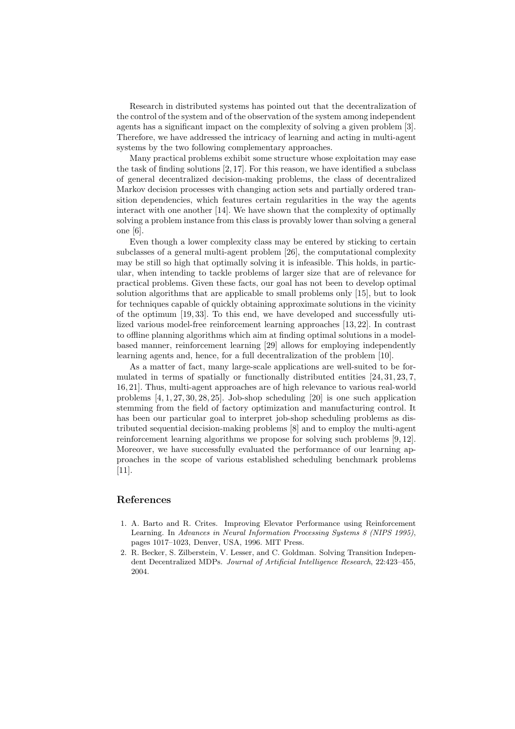Research in distributed systems has pointed out that the decentralization of the control of the system and of the observation of the system among independent agents has a significant impact on the complexity of solving a given problem [3]. Therefore, we have addressed the intricacy of learning and acting in multi-agent systems by the two following complementary approaches.

Many practical problems exhibit some structure whose exploitation may ease the task of finding solutions [2, 17]. For this reason, we have identified a subclass of general decentralized decision-making problems, the class of decentralized Markov decision processes with changing action sets and partially ordered transition dependencies, which features certain regularities in the way the agents interact with one another [14]. We have shown that the complexity of optimally solving a problem instance from this class is provably lower than solving a general one [6].

Even though a lower complexity class may be entered by sticking to certain subclasses of a general multi-agent problem [26], the computational complexity may be still so high that optimally solving it is infeasible. This holds, in particular, when intending to tackle problems of larger size that are of relevance for practical problems. Given these facts, our goal has not been to develop optimal solution algorithms that are applicable to small problems only [15], but to look for techniques capable of quickly obtaining approximate solutions in the vicinity of the optimum [19, 33]. To this end, we have developed and successfully utilized various model-free reinforcement learning approaches [13, 22]. In contrast to offline planning algorithms which aim at finding optimal solutions in a model-based manner, reinforcement learning [29] allows for employing independently learning agents and, hence, for a full decentralization of the problem [10].

As a matter of fact, many large-scale applications are well-suited to be formulated in terms of spatially or functionally distributed entities [24, 31, 23, 7, 16, 21]. Thus, multi-agent approaches are of high relevance to various real-world problems [4, 1, 27, 30, 28, 25]. Job-shop scheduling [20] is one such application stemming from the field of factory optimization and manufacturing control. It has been our particular goal to interpret job-shop scheduling problems as distributed sequential decision-making problems [8] and to employ the multi-agent reinforcement learning algorithms we propose for solving such problems [9, 12]. Moreover, we have successfully evaluated the performance of our learning approaches in the scope of various established scheduling benchmark problems [11].

## References

1. A. Barto and R. Crites. Improving Elevator Performance using Reinforcement Learning. In *Advances in Neural Information Processing Systems 8 (NIPS 1995)*, pages 1017–1023, Denver, USA, 1996. MIT Press.
2. R. Becker, S. Zilberstein, V. Lesser, and C. Goldman. Solving Transition Independent Decentralized MDPs. *Journal of Artificial Intelligence Research*, 22:423–455, 2004.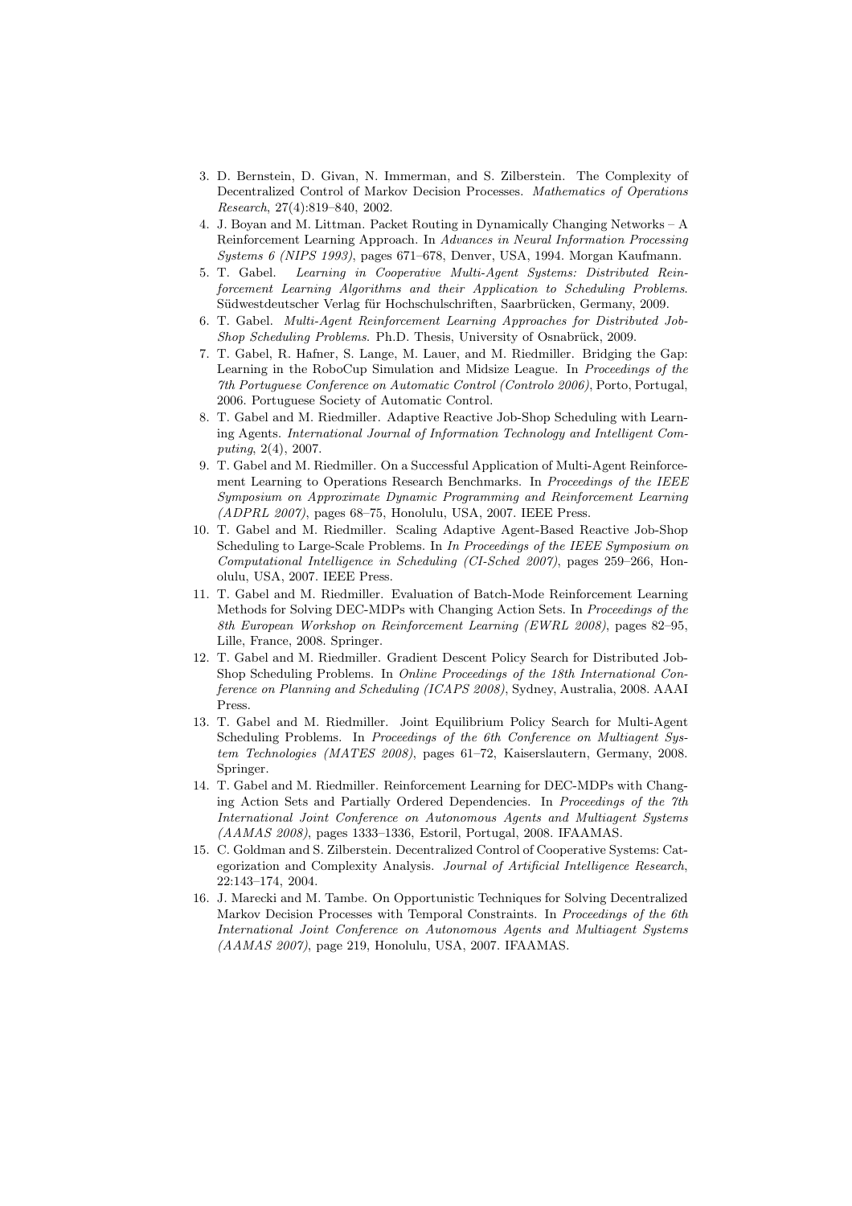3. D. Bernstein, D. Givan, N. Immerman, and S. Zilberstein. The Complexity of Decentralized Control of Markov Decision Processes. *Mathematics of Operations Research*, 27(4):819–840, 2002.
4. J. Boyan and M. Littman. Packet Routing in Dynamically Changing Networks – A Reinforcement Learning Approach. In *Advances in Neural Information Processing Systems 6 (NIPS 1993)*, pages 671–678, Denver, USA, 1994. Morgan Kaufmann.
5. T. Gabel. *Learning in Cooperative Multi-Agent Systems: Distributed Reinforcement Learning Algorithms and their Application to Scheduling Problems*. Südwestdeutscher Verlag für Hochschulschriften, Saarbrücken, Germany, 2009.
6. T. Gabel. *Multi-Agent Reinforcement Learning Approaches for Distributed Job-Shop Scheduling Problems*. Ph.D. Thesis, University of Osnabrück, 2009.
7. T. Gabel, R. Hafner, S. Lange, M. Lauer, and M. Riedmiller. Bridging the Gap: Learning in the RoboCup Simulation and Midsize League. In *Proceedings of the 7th Portuguese Conference on Automatic Control (Controlo 2006)*, Porto, Portugal, 2006. Portuguese Society of Automatic Control.
8. T. Gabel and M. Riedmiller. Adaptive Reactive Job-Shop Scheduling with Learning Agents. *International Journal of Information Technology and Intelligent Computing*, 2(4), 2007.
9. T. Gabel and M. Riedmiller. On a Successful Application of Multi-Agent Reinforcement Learning to Operations Research Benchmarks. In *Proceedings of the IEEE Symposium on Approximate Dynamic Programming and Reinforcement Learning (ADPRL 2007)*, pages 68–75, Honolulu, USA, 2007. IEEE Press.
10. T. Gabel and M. Riedmiller. Scaling Adaptive Agent-Based Reactive Job-Shop Scheduling to Large-Scale Problems. In *In Proceedings of the IEEE Symposium on Computational Intelligence in Scheduling (CI-Sched 2007)*, pages 259–266, Honolulu, USA, 2007. IEEE Press.
11. T. Gabel and M. Riedmiller. Evaluation of Batch-Mode Reinforcement Learning Methods for Solving DEC-MDPs with Changing Action Sets. In *Proceedings of the 8th European Workshop on Reinforcement Learning (EWRL 2008)*, pages 82–95, Lille, France, 2008. Springer.
12. T. Gabel and M. Riedmiller. Gradient Descent Policy Search for Distributed Job-Shop Scheduling Problems. In *Online Proceedings of the 18th International Conference on Planning and Scheduling (ICAPS 2008)*, Sydney, Australia, 2008. AAAI Press.
13. T. Gabel and M. Riedmiller. Joint Equilibrium Policy Search for Multi-Agent Scheduling Problems. In *Proceedings of the 6th Conference on Multiagent System Technologies (MATES 2008)*, pages 61–72, Kaiserslautern, Germany, 2008. Springer.
14. T. Gabel and M. Riedmiller. Reinforcement Learning for DEC-MDPs with Changing Action Sets and Partially Ordered Dependencies. In *Proceedings of the 7th International Joint Conference on Autonomous Agents and Multiagent Systems (AAMAS 2008)*, pages 1333–1336, Estoril, Portugal, 2008. IFAAMAS.
15. C. Goldman and S. Zilberstein. Decentralized Control of Cooperative Systems: Categorization and Complexity Analysis. *Journal of Artificial Intelligence Research*, 22:143–174, 2004.
16. J. Marecki and M. Tambe. On Opportunistic Techniques for Solving Decentralized Markov Decision Processes with Temporal Constraints. In *Proceedings of the 6th International Joint Conference on Autonomous Agents and Multiagent Systems (AAMAS 2007)*, page 219, Honolulu, USA, 2007. IFAAMAS.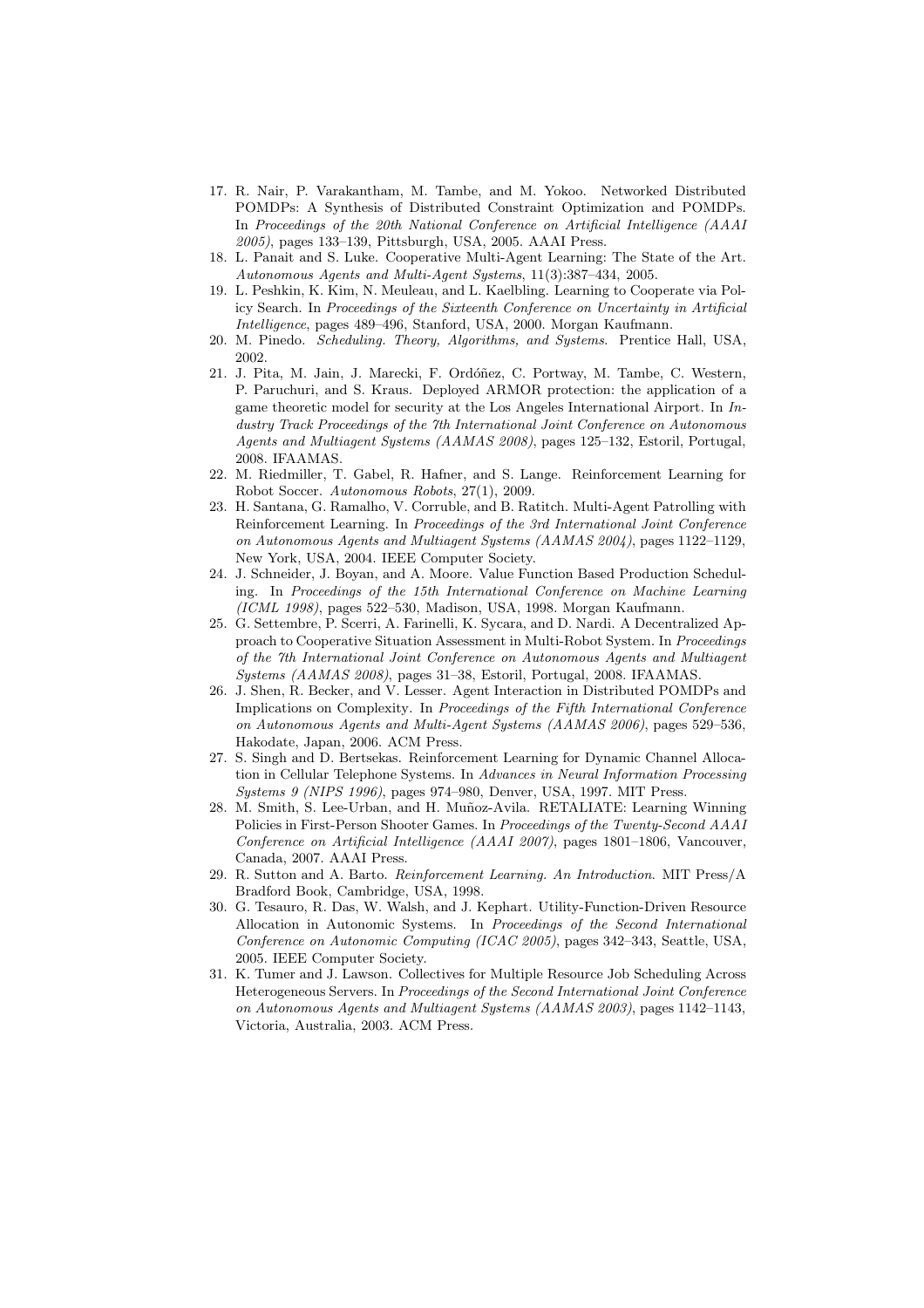17. R. Nair, P. Varakantham, M. Tambe, and M. Yokoo. Networked Distributed POMDPs: A Synthesis of Distributed Constraint Optimization and POMDPs. In *Proceedings of the 20th National Conference on Artificial Intelligence (AAAI 2005)*, pages 133–139, Pittsburgh, USA, 2005. AAAI Press.
18. L. Panait and S. Luke. Cooperative Multi-Agent Learning: The State of the Art. *Autonomous Agents and Multi-Agent Systems*, 11(3):387–434, 2005.
19. L. Peshkin, K. Kim, N. Meuleau, and L. Kaelbling. Learning to Cooperate via Policy Search. In *Proceedings of the Sixteenth Conference on Uncertainty in Artificial Intelligence*, pages 489–496, Stanford, USA, 2000. Morgan Kaufmann.
20. M. Pinedo. *Scheduling. Theory, Algorithms, and Systems*. Prentice Hall, USA, 2002.
21. J. Pita, M. Jain, J. Marecki, F. Ordóñez, C. Portway, M. Tambe, C. Western, P. Paruchuri, and S. Kraus. Deployed ARMOR protection: the application of a game theoretic model for security at the Los Angeles International Airport. In *Industry Track Proceedings of the 7th International Joint Conference on Autonomous Agents and Multiagent Systems (AAMAS 2008)*, pages 125–132, Estoril, Portugal, 2008. IFAAMAS.
22. M. Riedmiller, T. Gabel, R. Hafner, and S. Lange. Reinforcement Learning for Robot Soccer. *Autonomous Robots*, 27(1), 2009.
23. H. Santana, G. Ramalho, V. Corruble, and B. Ratitch. Multi-Agent Patrolling with Reinforcement Learning. In *Proceedings of the 3rd International Joint Conference on Autonomous Agents and Multiagent Systems (AAMAS 2004)*, pages 1122–1129, New York, USA, 2004. IEEE Computer Society.
24. J. Schneider, J. Boyan, and A. Moore. Value Function Based Production Scheduling. In *Proceedings of the 15th International Conference on Machine Learning (ICML 1998)*, pages 522–530, Madison, USA, 1998. Morgan Kaufmann.
25. G. Settembre, P. Scerri, A. Farinelli, K. Sycara, and D. Nardi. A Decentralized Approach to Cooperative Situation Assessment in Multi-Robot System. In *Proceedings of the 7th International Joint Conference on Autonomous Agents and Multiagent Systems (AAMAS 2008)*, pages 31–38, Estoril, Portugal, 2008. IFAAMAS.
26. J. Shen, R. Becker, and V. Lesser. Agent Interaction in Distributed POMDPs and Implications on Complexity. In *Proceedings of the Fifth International Conference on Autonomous Agents and Multi-Agent Systems (AAMAS 2006)*, pages 529–536, Hakodate, Japan, 2006. ACM Press.
27. S. Singh and D. Bertsekas. Reinforcement Learning for Dynamic Channel Allocation in Cellular Telephone Systems. In *Advances in Neural Information Processing Systems 9 (NIPS 1996)*, pages 974–980, Denver, USA, 1997. MIT Press.
28. M. Smith, S. Lee-Urban, and H. Muñoz-Avila. RETALIATE: Learning Winning Policies in First-Person Shooter Games. In *Proceedings of the Twenty-Second AAAI Conference on Artificial Intelligence (AAAI 2007)*, pages 1801–1806, Vancouver, Canada, 2007. AAAI Press.
29. R. Sutton and A. Barto. *Reinforcement Learning. An Introduction*. MIT Press/A Bradford Book, Cambridge, USA, 1998.
30. G. Tesauro, R. Das, W. Walsh, and J. Kephart. Utility-Function-Driven Resource Allocation in Autonomic Systems. In *Proceedings of the Second International Conference on Autonomic Computing (ICAC 2005)*, pages 342–343, Seattle, USA, 2005. IEEE Computer Society.
31. K. Tumer and J. Lawson. Collectives for Multiple Resource Job Scheduling Across Heterogeneous Servers. In *Proceedings of the Second International Joint Conference on Autonomous Agents and Multiagent Systems (AAMAS 2003)*, pages 1142–1143, Victoria, Australia, 2003. ACM Press.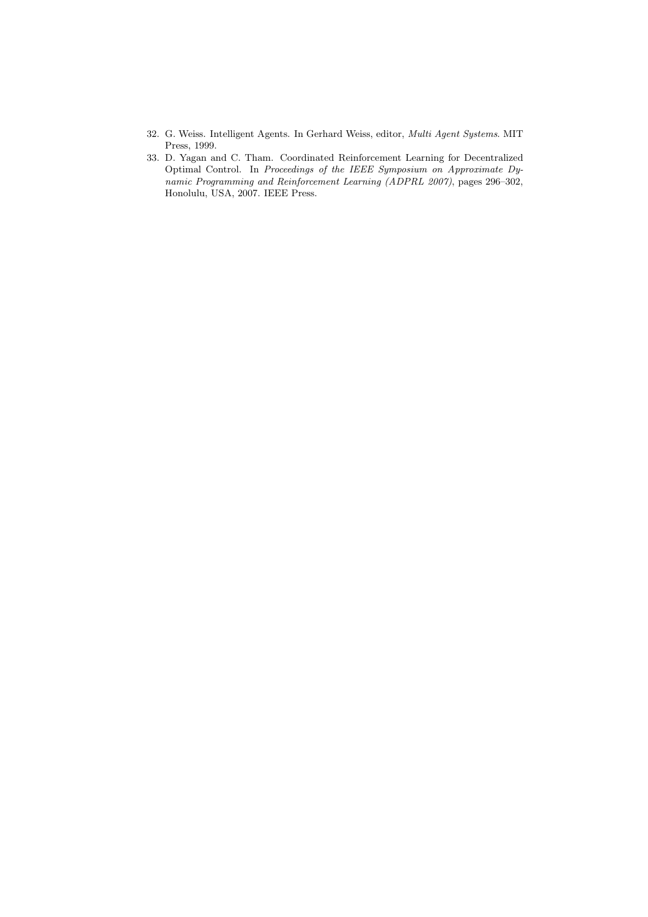32. G. Weiss. Intelligent Agents. In Gerhard Weiss, editor, *Multi Agent Systems*. MIT Press, 1999.
33. D. Yagan and C. Tham. Coordinated Reinforcement Learning for Decentralized Optimal Control. In *Proceedings of the IEEE Symposium on Approximate Dynamic Programming and Reinforcement Learning (ADPRL 2007)*, pages 296–302, Honolulu, USA, 2007. IEEE Press.